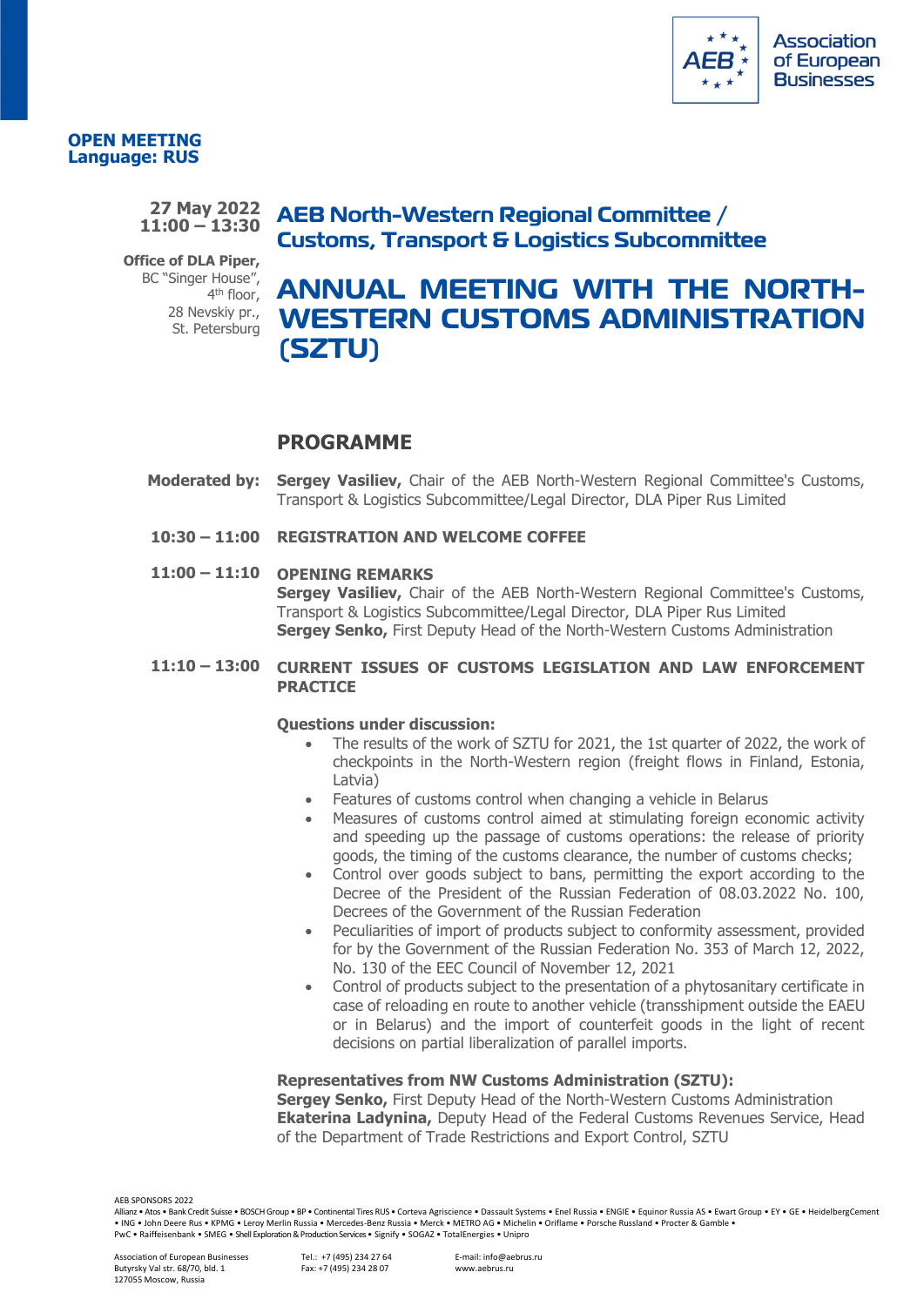Association of European Businesses

**OPEN MEETING**
**Language: RUS**

**27 May 2022**
**11:00 – 13:30**

**Office of DLA Piper,**
BC "Singer House",
4th floor,
28 Nevskiy pr.,
St. Petersburg

## AEB North-Western Regional Committee / Customs, Transport & Logistics Subcommittee

# ANNUAL MEETING WITH THE NORTH-WESTERN CUSTOMS ADMINISTRATION (SZTU)

## PROGRAMME

**Moderated by:** **Sergey Vasiliev,** Chair of the AEB North-Western Regional Committee's Customs, Transport & Logistics Subcommittee/Legal Director, DLA Piper Rus Limited

**10:30 – 11:00** **REGISTRATION AND WELCOME COFFEE**

**11:00 – 11:10** **OPENING REMARKS**
**Sergey Vasiliev,** Chair of the AEB North-Western Regional Committee's Customs, Transport & Logistics Subcommittee/Legal Director, DLA Piper Rus Limited
**Sergey Senko,** First Deputy Head of the North-Western Customs Administration

**11:10 – 13:00** **CURRENT ISSUES OF CUSTOMS LEGISLATION AND LAW ENFORCEMENT PRACTICE**

**Questions under discussion:**

- The results of the work of SZTU for 2021, the 1st quarter of 2022, the work of checkpoints in the North-Western region (freight flows in Finland, Estonia, Latvia)
- Features of customs control when changing a vehicle in Belarus
- Measures of customs control aimed at stimulating foreign economic activity and speeding up the passage of customs operations: the release of priority goods, the timing of the customs clearance, the number of customs checks;
- Control over goods subject to bans, permitting the export according to the Decree of the President of the Russian Federation of 08.03.2022 No. 100, Decrees of the Government of the Russian Federation
- Peculiarities of import of products subject to conformity assessment, provided for by the Government of the Russian Federation No. 353 of March 12, 2022, No. 130 of the EEC Council of November 12, 2021
- Control of products subject to the presentation of a phytosanitary certificate in case of reloading en route to another vehicle (transshipment outside the EAEU or in Belarus) and the import of counterfeit goods in the light of recent decisions on partial liberalization of parallel imports.

**Representatives from NW Customs Administration (SZTU):**
**Sergey Senko,** First Deputy Head of the North-Western Customs Administration
**Ekaterina Ladynina,** Deputy Head of the Federal Customs Revenues Service, Head of the Department of Trade Restrictions and Export Control, SZTU

AEB SPONSORS 2022
Allianz • Atos • Bank Credit Suisse • BOSCH Group • BP • Continental Tires RUS • Corteva Agriscience • Dassault Systems • Enel Russia • ENGIE • Equinor Russia AS • Ewart Group • EY • GE • HeidelbergCement • ING • John Deere Rus • KPMG • Leroy Merlin Russia • Mercedes-Benz Russia • Merck • METRO AG • Michelin • Oriflame • Porsche Russland • Procter & Gamble • PwC • Raiffeisenbank • SMEG • Shell Exploration & Production Services • Signify • SOGAZ • TotalEnergies • Unipro

Association of European Businesses
Butyrsky Val str. 68/70, bld. 1
127055 Moscow, Russia

Tel.: +7 (495) 234 27 64
Fax: +7 (495) 234 28 07

E-mail: info@aebrus.ru
www.aebrus.ru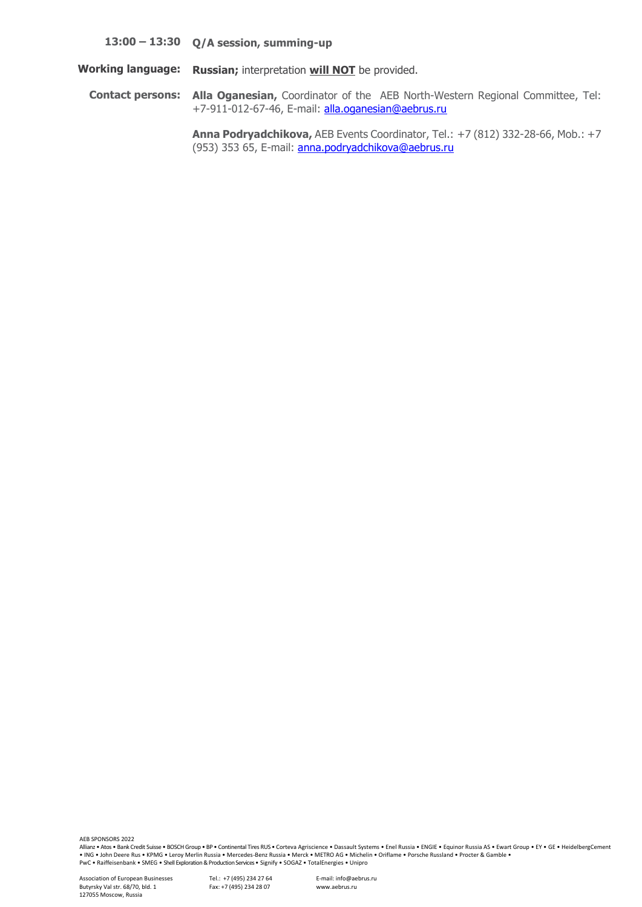**13:00 – 13:30** **Q/A session, summing-up**

**Working language:** **Russian;** interpretation **will NOT** be provided.

**Contact persons:** **Alla Oganesian,** Coordinator of the AEB North-Western Regional Committee, Tel: +7-911-012-67-46, E-mail: alla.oganesian@aebrus.ru

**Anna Podryadchikova,** AEB Events Coordinator, Tel.: +7 (812) 332-28-66, Mob.: +7 (953) 353 65, E-mail: anna.podryadchikova@aebrus.ru

AEB SPONSORS 2022
Allianz • Atos • Bank Credit Suisse • BOSCH Group • BP • Continental Tires RUS • Corteva Agriscience • Dassault Systems • Enel Russia • ENGIE • Equinor Russia AS • Ewart Group • EY • GE • HeidelbergCement • ING • John Deere Rus • KPMG • Leroy Merlin Russia • Mercedes-Benz Russia • Merck • METRO AG • Michelin • Oriflame • Porsche Russland • Procter & Gamble • PwC • Raiffeisenbank • SMEG • Shell Exploration & Production Services • Signify • SOGAZ • TotalEnergies • Unipro

Association of European Businesses
Butyrsky Val str. 68/70, bld. 1
127055 Moscow, Russia

Tel.: +7 (495) 234 27 64
Fax: +7 (495) 234 28 07

E-mail: info@aebrus.ru
www.aebrus.ru